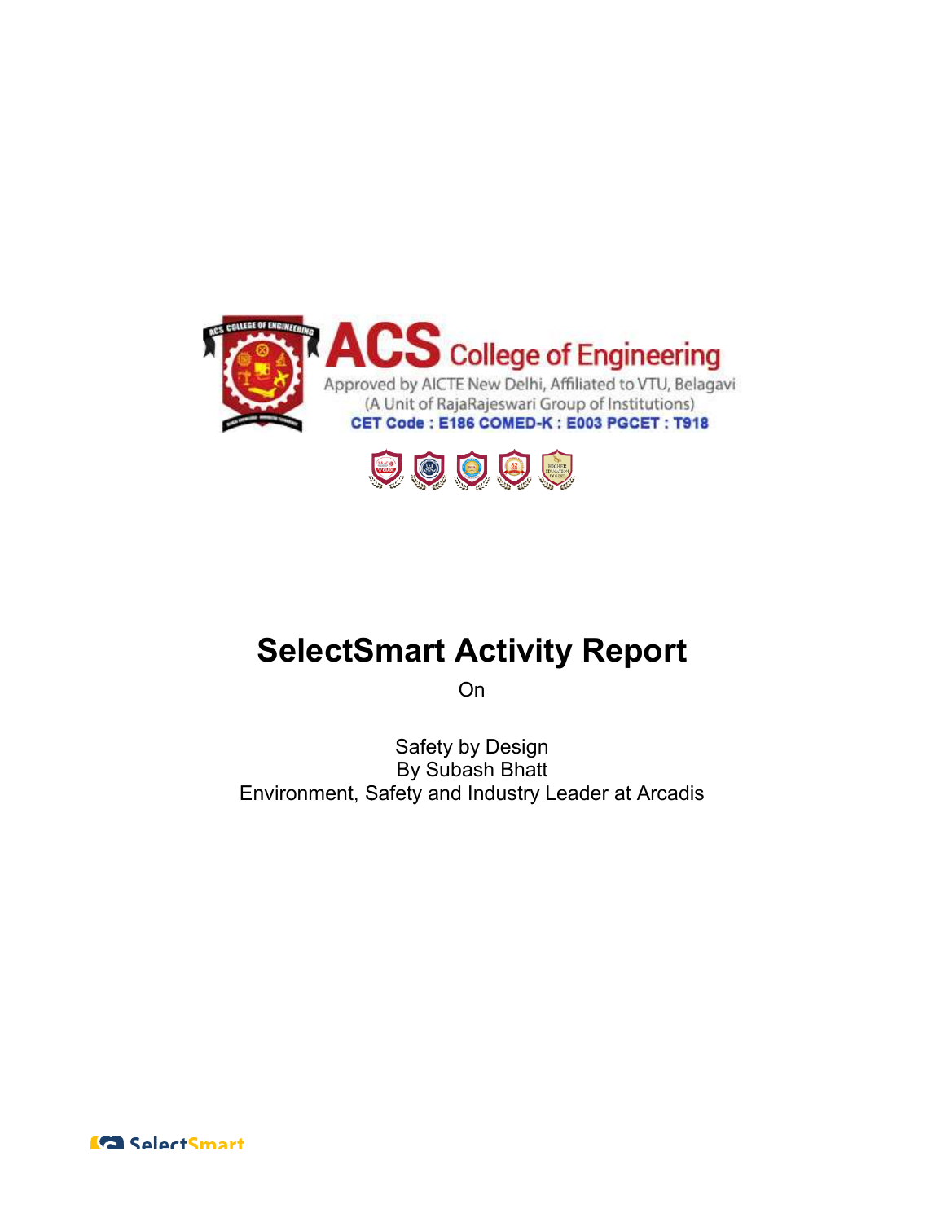ACS College of Engineering

Approved by AICTE New Delhi, Affiliated to VTU, Belagavi

(A Unit of RajaRajeswari Group of Institutions)

CET Code : E186 COMED-K : E003 PGCET : T918

# SelectSmart Activity Report

On

Safety by Design

By Subash Bhatt

Environment, Safety and Industry Leader at Arcadis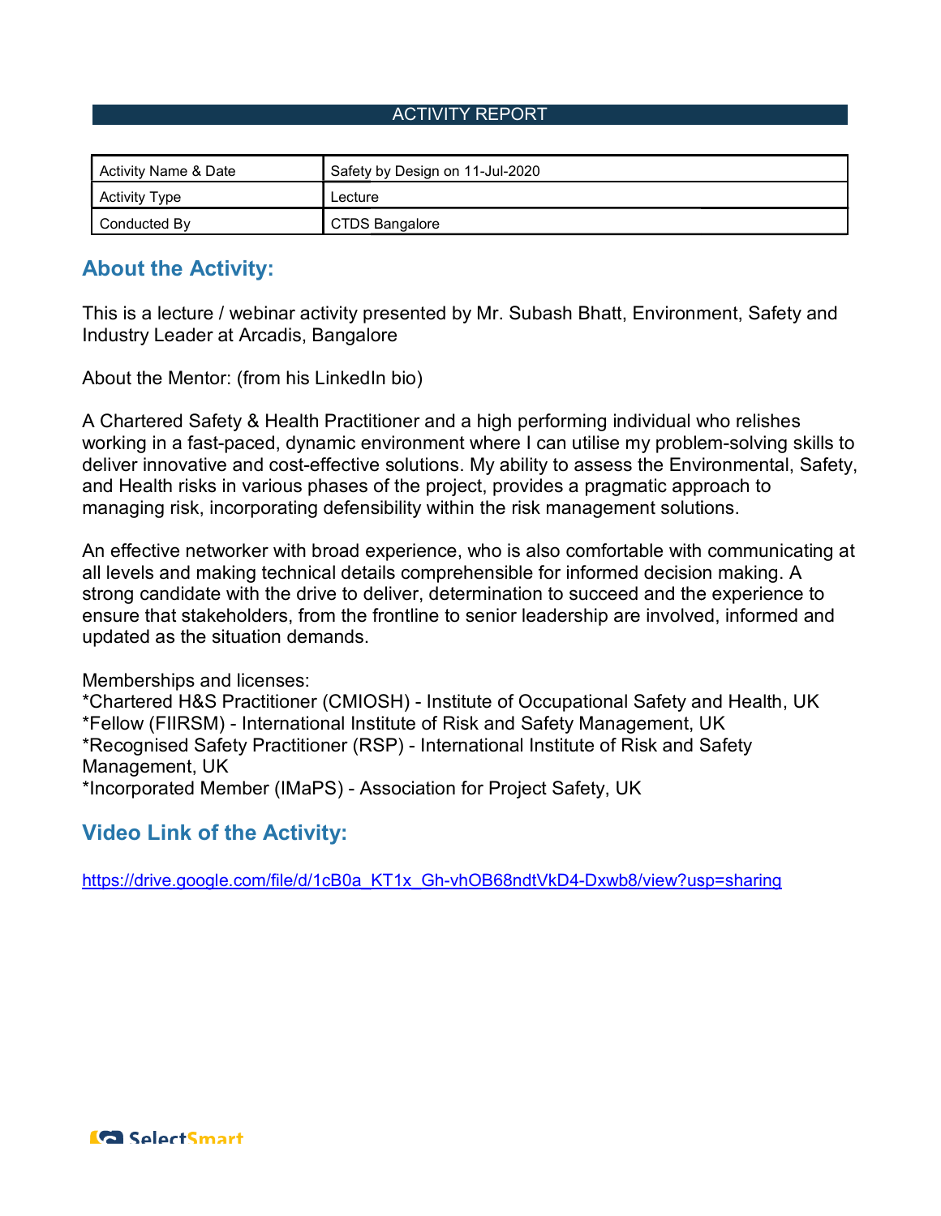# ACTIVITY REPORT

| Activity Name & Date | Safety by Design on 11-Jul-2020 |
|---|---|
| Activity Type | Lecture |
| Conducted By | CTDS Bangalore |

## About the Activity:

This is a lecture / webinar activity presented by Mr. Subash Bhatt, Environment, Safety and Industry Leader at Arcadis, Bangalore

About the Mentor: (from his LinkedIn bio)

A Chartered Safety & Health Practitioner and a high performing individual who relishes working in a fast-paced, dynamic environment where I can utilise my problem-solving skills to deliver innovative and cost-effective solutions. My ability to assess the Environmental, Safety, and Health risks in various phases of the project, provides a pragmatic approach to managing risk, incorporating defensibility within the risk management solutions.

An effective networker with broad experience, who is also comfortable with communicating at all levels and making technical details comprehensible for informed decision making. A strong candidate with the drive to deliver, determination to succeed and the experience to ensure that stakeholders, from the frontline to senior leadership are involved, informed and updated as the situation demands.

Memberships and licenses:
*Chartered H&S Practitioner (CMIOSH) - Institute of Occupational Safety and Health, UK
*Fellow (FIIRSM) - International Institute of Risk and Safety Management, UK
*Recognised Safety Practitioner (RSP) - International Institute of Risk and Safety Management, UK
*Incorporated Member (IMaPS) - Association for Project Safety, UK

## Video Link of the Activity:

https://drive.google.com/file/d/1cB0a_KT1x_Gh-vhOB68ndtVkD4-Dxwb8/view?usp=sharing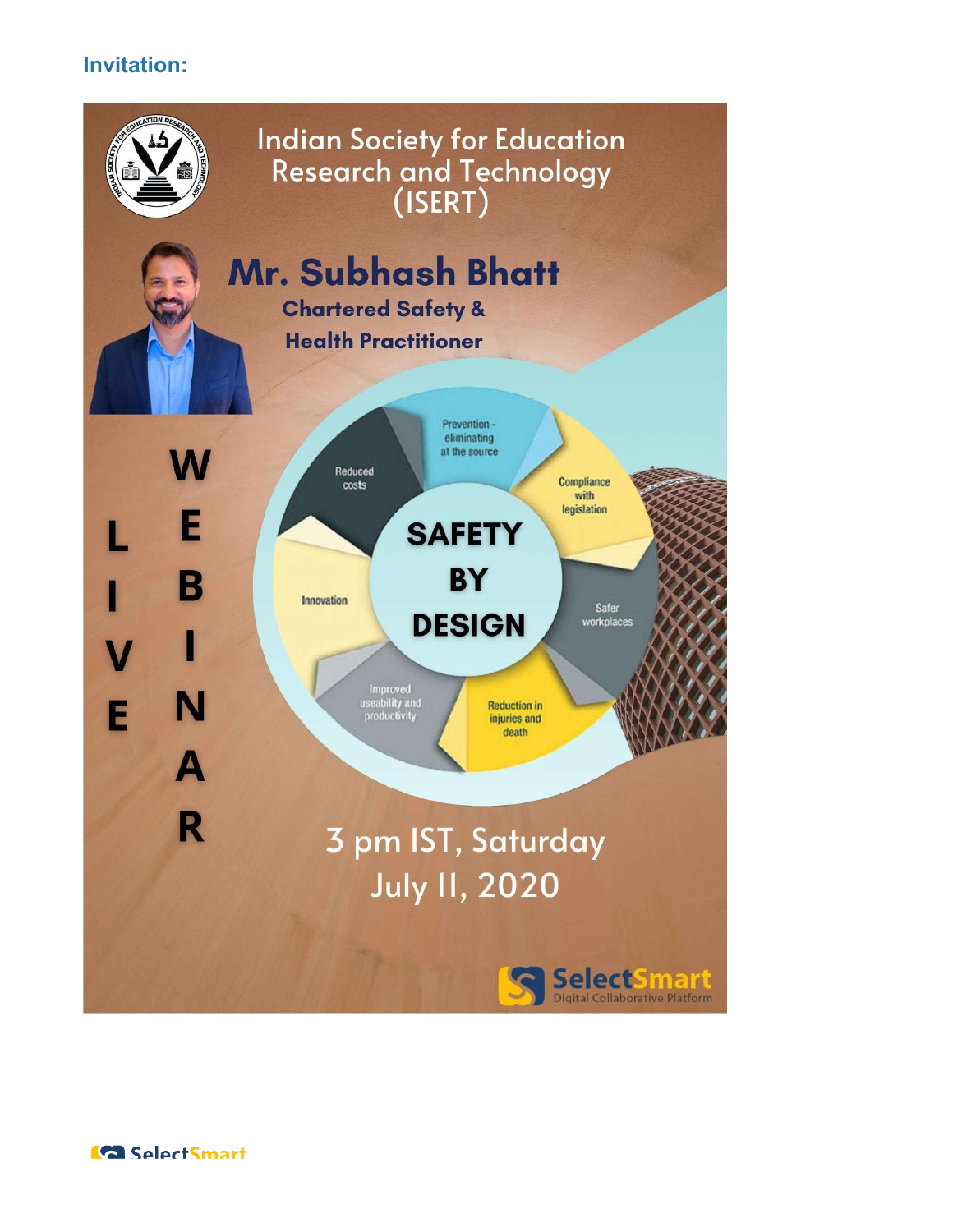## Invitation:

Indian Society for Education Research and Technology (ISERT)

**Mr. Subhash Bhatt**

**Chartered Safety & Health Practitioner**

**LIVE WEBINAR**

**SAFETY BY DESIGN**

- Prevention - eliminating at the source
- Compliance with legislation
- Safer workplaces
- Reduction in injuries and death
- Improved useability and productivity
- Innovation
- Reduced costs

3 pm IST, Saturday July 11, 2020

SelectSmart Digital Collaborative Platform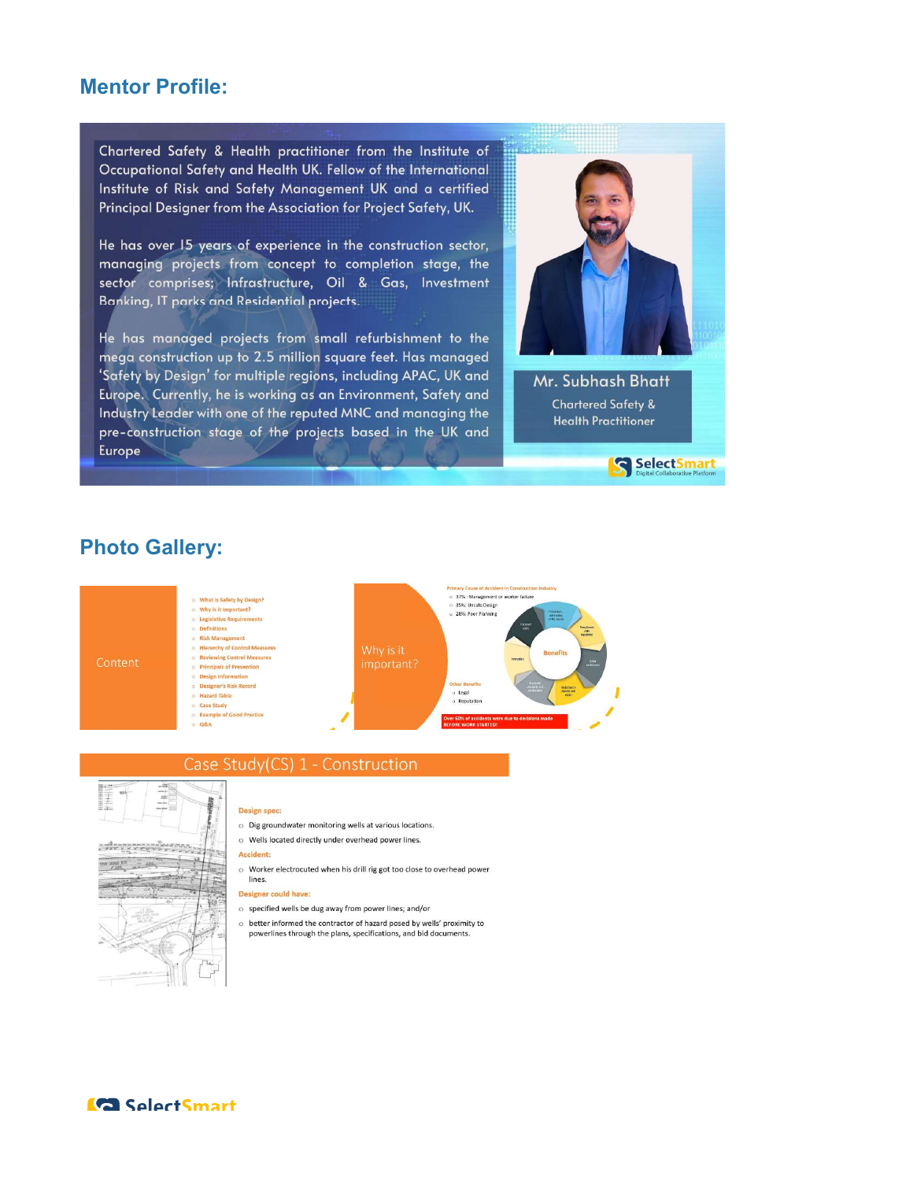## Mentor Profile:

Chartered Safety & Health practitioner from the Institute of Occupational Safety and Health UK. Fellow of the International Institute of Risk and Safety Management UK and a certified Principal Designer from the Association for Project Safety, UK.

He has over 15 years of experience in the construction sector, managing projects from concept to completion stage, the sector comprises; Infrastructure, Oil & Gas, Investment Banking, IT parks and Residential projects.

He has managed projects from small refurbishment to the mega construction up to 2.5 million square feet. Has managed 'Safety by Design' for multiple regions, including APAC, UK and Europe. Currently, he is working as an Environment, Safety and Industry Leader with one of the reputed MNC and managing the pre-construction stage of the projects based in the UK and Europe

Mr. Subhash Bhatt

Chartered Safety & Health Practitioner

SelectSmart
Digital Collaborative Platform

## Photo Gallery:

Content

- What is Safety by Design?
- Why is it Important?
- Legislative Requirements
- Definitions
- Risk Management
- Hierarchy of Control Measures
- Reviewing Control Measures
- Principals of Prevention
- Design Information
- Designer's Risk Record
- Hazard Table
- Case Study
- Example of Good Practice
- Q&A

Why is it important?

Primary Cause of Accident in Construction Industry

- 37% : Management or worker failure
- 35%: Unsafe Design
- 28%: Poor Planning

Benefits

Other Benefits

- Legal
- Reputation

Over 60% of accidents were due to decisions made BEFORE WORK STARTED!

Case Study(CS) 1 - Construction

Design spec:

- Dig groundwater monitoring wells at various locations.
- Wells located directly under overhead power lines.

Accident:

- Worker electrocuted when his drill rig got too close to overhead power lines.

Designer could have:

- specified wells be dug away from power lines; and/or
- better informed the contractor of hazard posed by wells' proximity to powerlines through the plans, specifications, and bid documents.